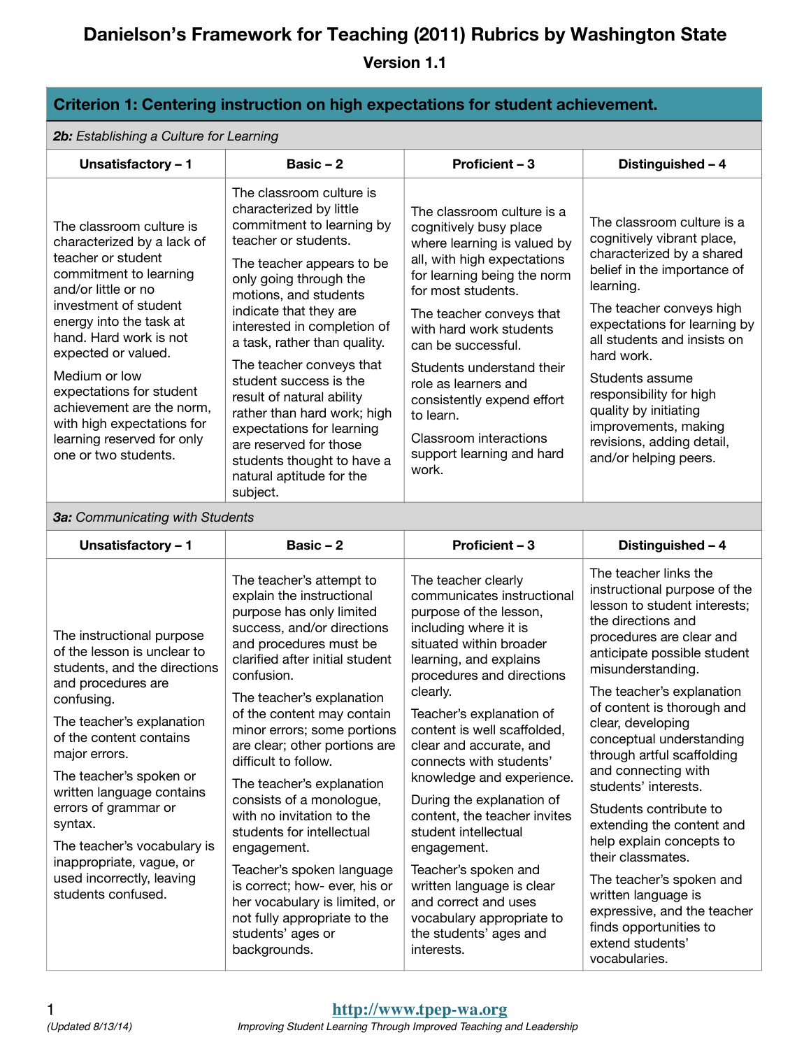# Danielson's Framework for Teaching (2011) Rubrics by Washington State

## Version 1.1

## Criterion 1: Centering instruction on high expectations for student achievement.

### *2b: Establishing a Culture for Learning*

| Unsatisfactory – 1 | Basic – 2 | Proficient – 3 | Distinguished – 4 |
|---|---|---|---|
| The classroom culture is characterized by a lack of teacher or student commitment to learning and/or little or no investment of student energy into the task at hand. Hard work is not expected or valued.<br><br>Medium or low expectations for student achievement are the norm, with high expectations for learning reserved for only one or two students. | The classroom culture is characterized by little commitment to learning by teacher or students.<br><br>The teacher appears to be only going through the motions, and students indicate that they are interested in completion of a task, rather than quality.<br><br>The teacher conveys that student success is the result of natural ability rather than hard work; high expectations for learning are reserved for those students thought to have a natural aptitude for the subject. | The classroom culture is a cognitively busy place where learning is valued by all, with high expectations for learning being the norm for most students.<br><br>The teacher conveys that with hard work students can be successful.<br><br>Students understand their role as learners and consistently expend effort to learn.<br><br>Classroom interactions support learning and hard work. | The classroom culture is a cognitively vibrant place, characterized by a shared belief in the importance of learning.<br><br>The teacher conveys high expectations for learning by all students and insists on hard work.<br><br>Students assume responsibility for high quality by initiating improvements, making revisions, adding detail, and/or helping peers. |

### *3a: Communicating with Students*

| Unsatisfactory – 1 | Basic – 2 | Proficient – 3 | Distinguished – 4 |
|---|---|---|---|
| The instructional purpose of the lesson is unclear to students, and the directions and procedures are confusing.<br><br>The teacher's explanation of the content contains major errors.<br><br>The teacher's spoken or written language contains errors of grammar or syntax.<br><br>The teacher's vocabulary is inappropriate, vague, or used incorrectly, leaving students confused. | The teacher's attempt to explain the instructional purpose has only limited success, and/or directions and procedures must be clarified after initial student confusion.<br><br>The teacher's explanation of the content may contain minor errors; some portions are clear; other portions are difficult to follow.<br><br>The teacher's explanation consists of a monologue, with no invitation to the students for intellectual engagement.<br><br>Teacher's spoken language is correct; how- ever, his or her vocabulary is limited, or not fully appropriate to the students' ages or backgrounds. | The teacher clearly communicates instructional purpose of the lesson, including where it is situated within broader learning, and explains procedures and directions clearly.<br><br>Teacher's explanation of content is well scaffolded, clear and accurate, and connects with students' knowledge and experience.<br><br>During the explanation of content, the teacher invites student intellectual engagement.<br><br>Teacher's spoken and written language is clear and correct and uses vocabulary appropriate to the students' ages and interests. | The teacher links the instructional purpose of the lesson to student interests; the directions and procedures are clear and anticipate possible student misunderstanding.<br><br>The teacher's explanation of content is thorough and clear, developing conceptual understanding through artful scaffolding and connecting with students' interests.<br><br>Students contribute to extending the content and help explain concepts to their classmates.<br><br>The teacher's spoken and written language is expressive, and the teacher finds opportunities to extend students' vocabularies. |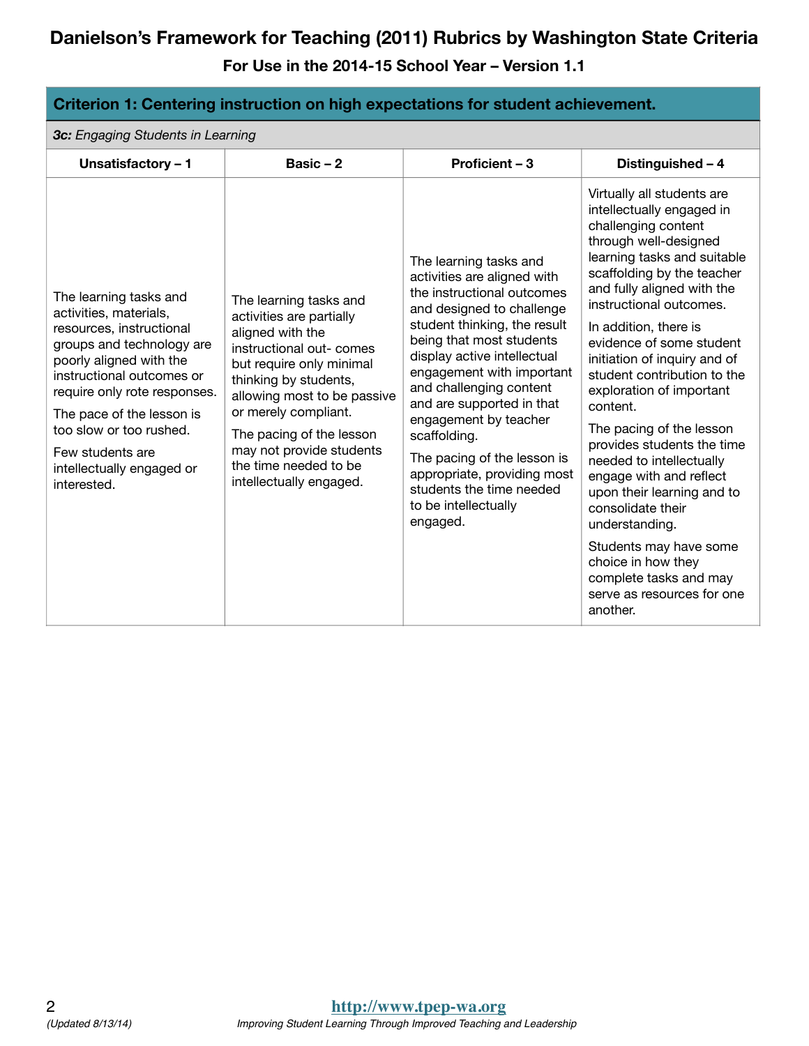# Danielson's Framework for Teaching (2011) Rubrics by Washington State Criteria

## For Use in the 2014-15 School Year – Version 1.1

| Criterion 1: Centering instruction on high expectations for student achievement. | | | |
|---|---|---|---|
| ***3c:** Engaging Students in Learning* | | | |
| **Unsatisfactory – 1** | **Basic – 2** | **Proficient – 3** | **Distinguished – 4** |
| The learning tasks and activities, materials, resources, instructional groups and technology are poorly aligned with the instructional outcomes or require only rote responses.<br><br>The pace of the lesson is too slow or too rushed.<br><br>Few students are intellectually engaged or interested. | The learning tasks and activities are partially aligned with the instructional out- comes but require only minimal thinking by students, allowing most to be passive or merely compliant.<br><br>The pacing of the lesson may not provide students the time needed to be intellectually engaged. | The learning tasks and activities are aligned with the instructional outcomes and designed to challenge student thinking, the result being that most students display active intellectual engagement with important and challenging content and are supported in that engagement by teacher scaffolding.<br><br>The pacing of the lesson is appropriate, providing most students the time needed to be intellectually engaged. | Virtually all students are intellectually engaged in challenging content through well-designed learning tasks and suitable scaffolding by the teacher and fully aligned with the instructional outcomes.<br><br>In addition, there is evidence of some student initiation of inquiry and of student contribution to the exploration of important content.<br><br>The pacing of the lesson provides students the time needed to intellectually engage with and reflect upon their learning and to consolidate their understanding.<br><br>Students may have some choice in how they complete tasks and may serve as resources for one another. |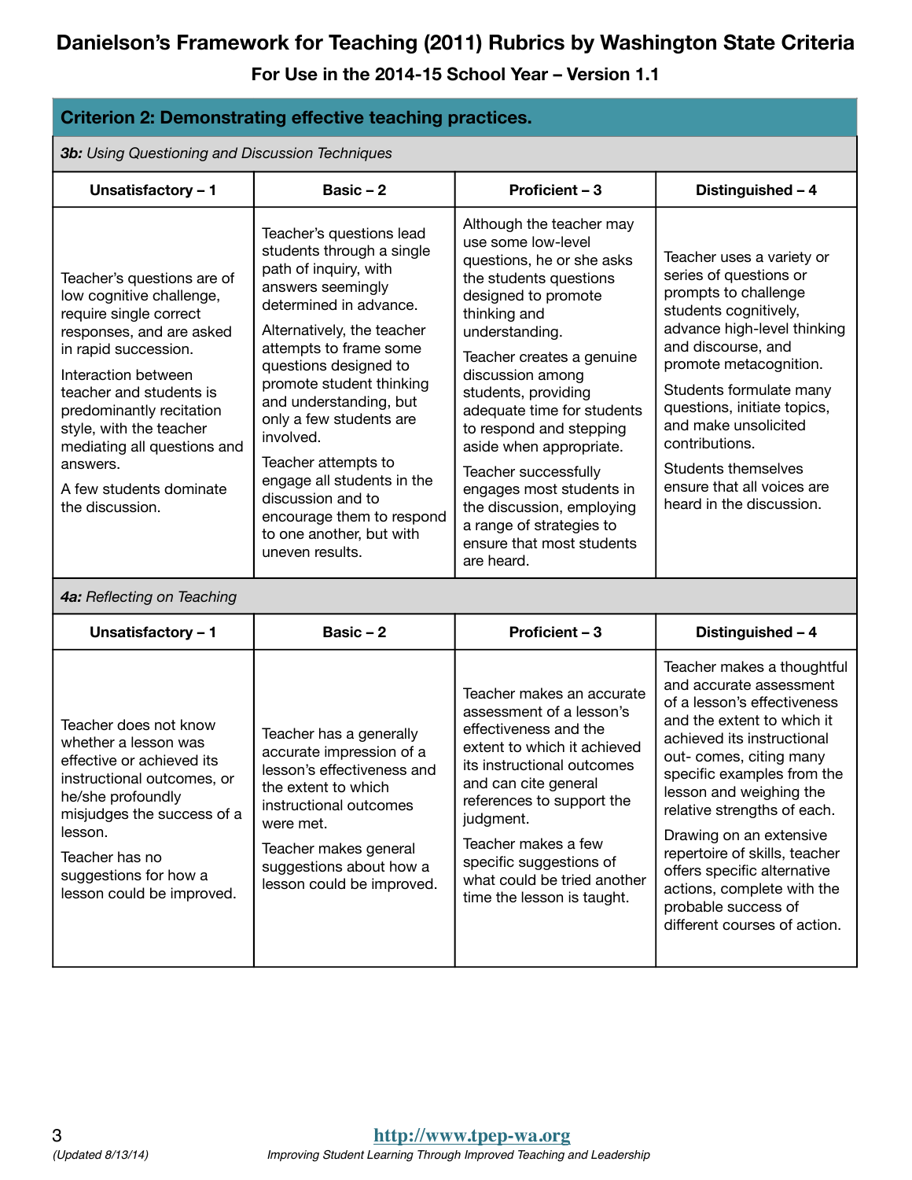# Danielson's Framework for Teaching (2011) Rubrics by Washington State Criteria

**For Use in the 2014-15 School Year – Version 1.1**

## Criterion 2: Demonstrating effective teaching practices.

### *3b: Using Questioning and Discussion Techniques*

| Unsatisfactory – 1 | Basic – 2 | Proficient – 3 | Distinguished – 4 |
|---|---|---|---|
| Teacher's questions are of low cognitive challenge, require single correct responses, and are asked in rapid succession.<br><br>Interaction between teacher and students is predominantly recitation style, with the teacher mediating all questions and answers.<br><br>A few students dominate the discussion. | Teacher's questions lead students through a single path of inquiry, with answers seemingly determined in advance.<br><br>Alternatively, the teacher attempts to frame some questions designed to promote student thinking and understanding, but only a few students are involved.<br><br>Teacher attempts to engage all students in the discussion and to encourage them to respond to one another, but with uneven results. | Although the teacher may use some low-level questions, he or she asks the students questions designed to promote thinking and understanding.<br><br>Teacher creates a genuine discussion among students, providing adequate time for students to respond and stepping aside when appropriate.<br><br>Teacher successfully engages most students in the discussion, employing a range of strategies to ensure that most students are heard. | Teacher uses a variety or series of questions or prompts to challenge students cognitively, advance high-level thinking and discourse, and promote metacognition.<br><br>Students formulate many questions, initiate topics, and make unsolicited contributions.<br><br>Students themselves ensure that all voices are heard in the discussion. |

### *4a: Reflecting on Teaching*

| Unsatisfactory – 1 | Basic – 2 | Proficient – 3 | Distinguished – 4 |
|---|---|---|---|
| Teacher does not know whether a lesson was effective or achieved its instructional outcomes, or he/she profoundly misjudges the success of a lesson.<br><br>Teacher has no suggestions for how a lesson could be improved. | Teacher has a generally accurate impression of a lesson's effectiveness and the extent to which instructional outcomes were met.<br><br>Teacher makes general suggestions about how a lesson could be improved. | Teacher makes an accurate assessment of a lesson's effectiveness and the extent to which it achieved its instructional outcomes and can cite general references to support the judgment.<br><br>Teacher makes a few specific suggestions of what could be tried another time the lesson is taught. | Teacher makes a thoughtful and accurate assessment of a lesson's effectiveness and the extent to which it achieved its instructional out- comes, citing many specific examples from the lesson and weighing the relative strengths of each.<br><br>Drawing on an extensive repertoire of skills, teacher offers specific alternative actions, complete with the probable success of different courses of action. |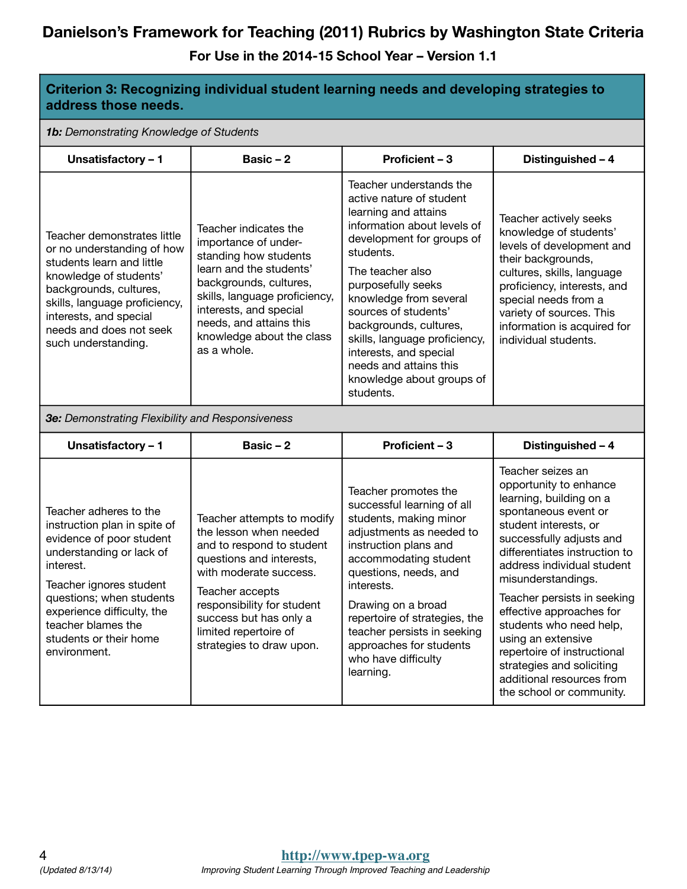# Danielson's Framework for Teaching (2011) Rubrics by Washington State Criteria

**For Use in the 2014-15 School Year – Version 1.1**

## Criterion 3: Recognizing individual student learning needs and developing strategies to address those needs.

***1b:** Demonstrating Knowledge of Students*

| Unsatisfactory – 1 | Basic – 2 | Proficient – 3 | Distinguished – 4 |
|---|---|---|---|
| Teacher demonstrates little or no understanding of how students learn and little knowledge of students' backgrounds, cultures, skills, language proficiency, interests, and special needs and does not seek such understanding. | Teacher indicates the importance of under-standing how students learn and the students' backgrounds, cultures, skills, language proficiency, interests, and special needs, and attains this knowledge about the class as a whole. | Teacher understands the active nature of student learning and attains information about levels of development for groups of students.<br><br>The teacher also purposefully seeks knowledge from several sources of students' backgrounds, cultures, skills, language proficiency, interests, and special needs and attains this knowledge about groups of students. | Teacher actively seeks knowledge of students' levels of development and their backgrounds, cultures, skills, language proficiency, interests, and special needs from a variety of sources. This information is acquired for individual students. |

***3e:** Demonstrating Flexibility and Responsiveness*

| Unsatisfactory – 1 | Basic – 2 | Proficient – 3 | Distinguished – 4 |
|---|---|---|---|
| Teacher adheres to the instruction plan in spite of evidence of poor student understanding or lack of interest.<br><br>Teacher ignores student questions; when students experience difficulty, the teacher blames the students or their home environment. | Teacher attempts to modify the lesson when needed and to respond to student questions and interests, with moderate success.<br><br>Teacher accepts responsibility for student success but has only a limited repertoire of strategies to draw upon. | Teacher promotes the successful learning of all students, making minor adjustments as needed to instruction plans and accommodating student questions, needs, and interests.<br><br>Drawing on a broad repertoire of strategies, the teacher persists in seeking approaches for students who have difficulty learning. | Teacher seizes an opportunity to enhance learning, building on a spontaneous event or student interests, or successfully adjusts and differentiates instruction to address individual student misunderstandings.<br><br>Teacher persists in seeking effective approaches for students who need help, using an extensive repertoire of instructional strategies and soliciting additional resources from the school or community. |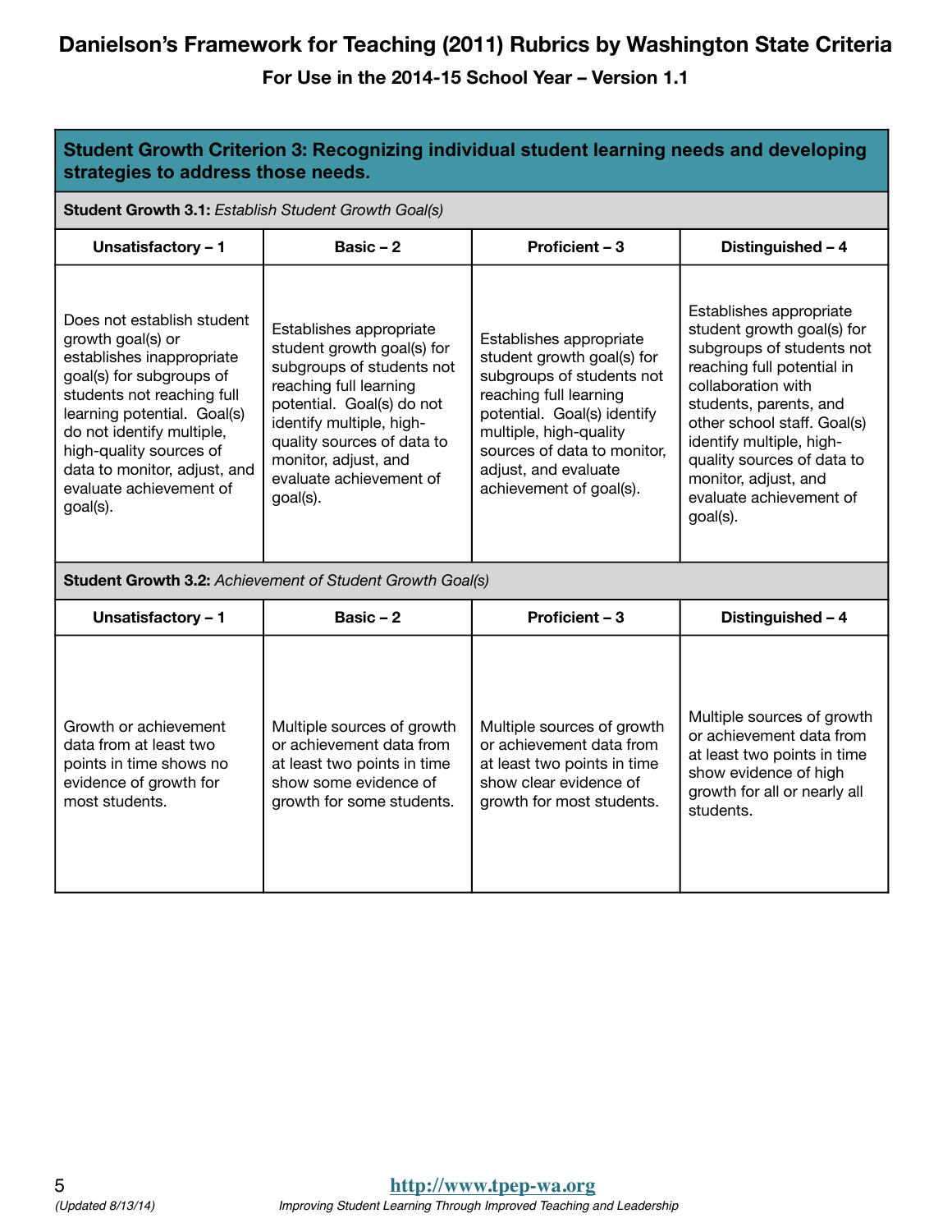# Danielson's Framework for Teaching (2011) Rubrics by Washington State Criteria

## For Use in the 2014-15 School Year – Version 1.1

| **Student Growth Criterion 3: Recognizing individual student learning needs and developing strategies to address those needs.** | | | |
|---|---|---|---|
| **Student Growth 3.1:** *Establish Student Growth Goal(s)* | | | |
| **Unsatisfactory – 1** | **Basic – 2** | **Proficient – 3** | **Distinguished – 4** |
| Does not establish student growth goal(s) or establishes inappropriate goal(s) for subgroups of students not reaching full learning potential. Goal(s) do not identify multiple, high-quality sources of data to monitor, adjust, and evaluate achievement of goal(s). | Establishes appropriate student growth goal(s) for subgroups of students not reaching full learning potential. Goal(s) do not identify multiple, high-quality sources of data to monitor, adjust, and evaluate achievement of goal(s). | Establishes appropriate student growth goal(s) for subgroups of students not reaching full learning potential. Goal(s) identify multiple, high-quality sources of data to monitor, adjust, and evaluate achievement of goal(s). | Establishes appropriate student growth goal(s) for subgroups of students not reaching full potential in collaboration with students, parents, and other school staff. Goal(s) identify multiple, high-quality sources of data to monitor, adjust, and evaluate achievement of goal(s). |
| **Student Growth 3.2:** *Achievement of Student Growth Goal(s)* | | | |
| **Unsatisfactory – 1** | **Basic – 2** | **Proficient – 3** | **Distinguished – 4** |
| Growth or achievement data from at least two points in time shows no evidence of growth for most students. | Multiple sources of growth or achievement data from at least two points in time show some evidence of growth for some students. | Multiple sources of growth or achievement data from at least two points in time show clear evidence of growth for most students. | Multiple sources of growth or achievement data from at least two points in time show evidence of high growth for all or nearly all students. |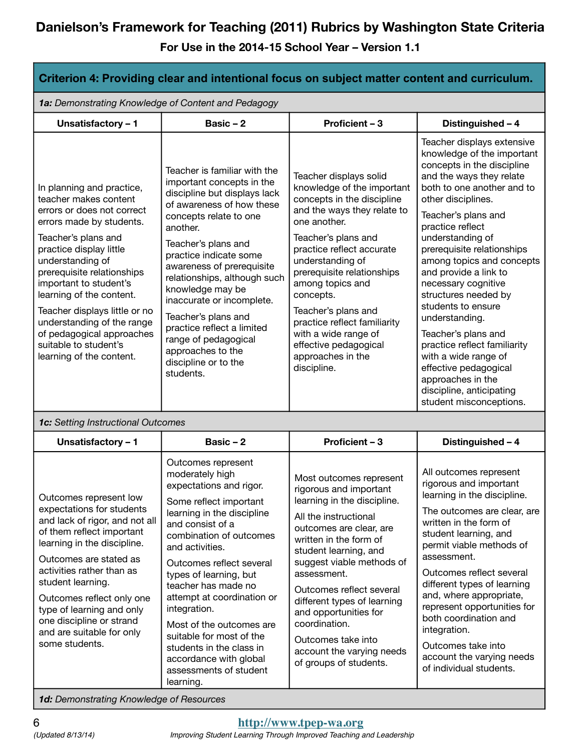# Danielson's Framework for Teaching (2011) Rubrics by Washington State Criteria

**For Use in the 2014-15 School Year – Version 1.1**

## Criterion 4: Providing clear and intentional focus on subject matter content and curriculum.

### *1a: Demonstrating Knowledge of Content and Pedagogy*

| Unsatisfactory – 1 | Basic – 2 | Proficient – 3 | Distinguished – 4 |
|---|---|---|---|
| In planning and practice, teacher makes content errors or does not correct errors made by students.<br><br>Teacher's plans and practice display little understanding of prerequisite relationships important to student's learning of the content.<br><br>Teacher displays little or no understanding of the range of pedagogical approaches suitable to student's learning of the content. | Teacher is familiar with the important concepts in the discipline but displays lack of awareness of how these concepts relate to one another.<br><br>Teacher's plans and practice indicate some awareness of prerequisite relationships, although such knowledge may be inaccurate or incomplete.<br><br>Teacher's plans and practice reflect a limited range of pedagogical approaches to the discipline or to the students. | Teacher displays solid knowledge of the important concepts in the discipline and the ways they relate to one another.<br><br>Teacher's plans and practice reflect accurate understanding of prerequisite relationships among topics and concepts.<br><br>Teacher's plans and practice reflect familiarity with a wide range of effective pedagogical approaches in the discipline. | Teacher displays extensive knowledge of the important concepts in the discipline and the ways they relate both to one another and to other disciplines.<br><br>Teacher's plans and practice reflect understanding of prerequisite relationships among topics and concepts and provide a link to necessary cognitive structures needed by students to ensure understanding.<br><br>Teacher's plans and practice reflect familiarity with a wide range of effective pedagogical approaches in the discipline, anticipating student misconceptions. |

### *1c: Setting Instructional Outcomes*

| Unsatisfactory – 1 | Basic – 2 | Proficient – 3 | Distinguished – 4 |
|---|---|---|---|
| Outcomes represent low expectations for students and lack of rigor, and not all of them reflect important learning in the discipline.<br><br>Outcomes are stated as activities rather than as student learning.<br><br>Outcomes reflect only one type of learning and only one discipline or strand and are suitable for only some students. | Outcomes represent moderately high expectations and rigor.<br><br>Some reflect important learning in the discipline and consist of a combination of outcomes and activities.<br><br>Outcomes reflect several types of learning, but teacher has made no attempt at coordination or integration.<br><br>Most of the outcomes are suitable for most of the students in the class in accordance with global assessments of student learning. | Most outcomes represent rigorous and important learning in the discipline.<br><br>All the instructional outcomes are clear, are written in the form of student learning, and suggest viable methods of assessment.<br><br>Outcomes reflect several different types of learning and opportunities for coordination.<br><br>Outcomes take into account the varying needs of groups of students. | All outcomes represent rigorous and important learning in the discipline.<br><br>The outcomes are clear, are written in the form of student learning, and permit viable methods of assessment.<br><br>Outcomes reflect several different types of learning and, where appropriate, represent opportunities for both coordination and integration.<br><br>Outcomes take into account the varying needs of individual students. |

### *1d: Demonstrating Knowledge of Resources*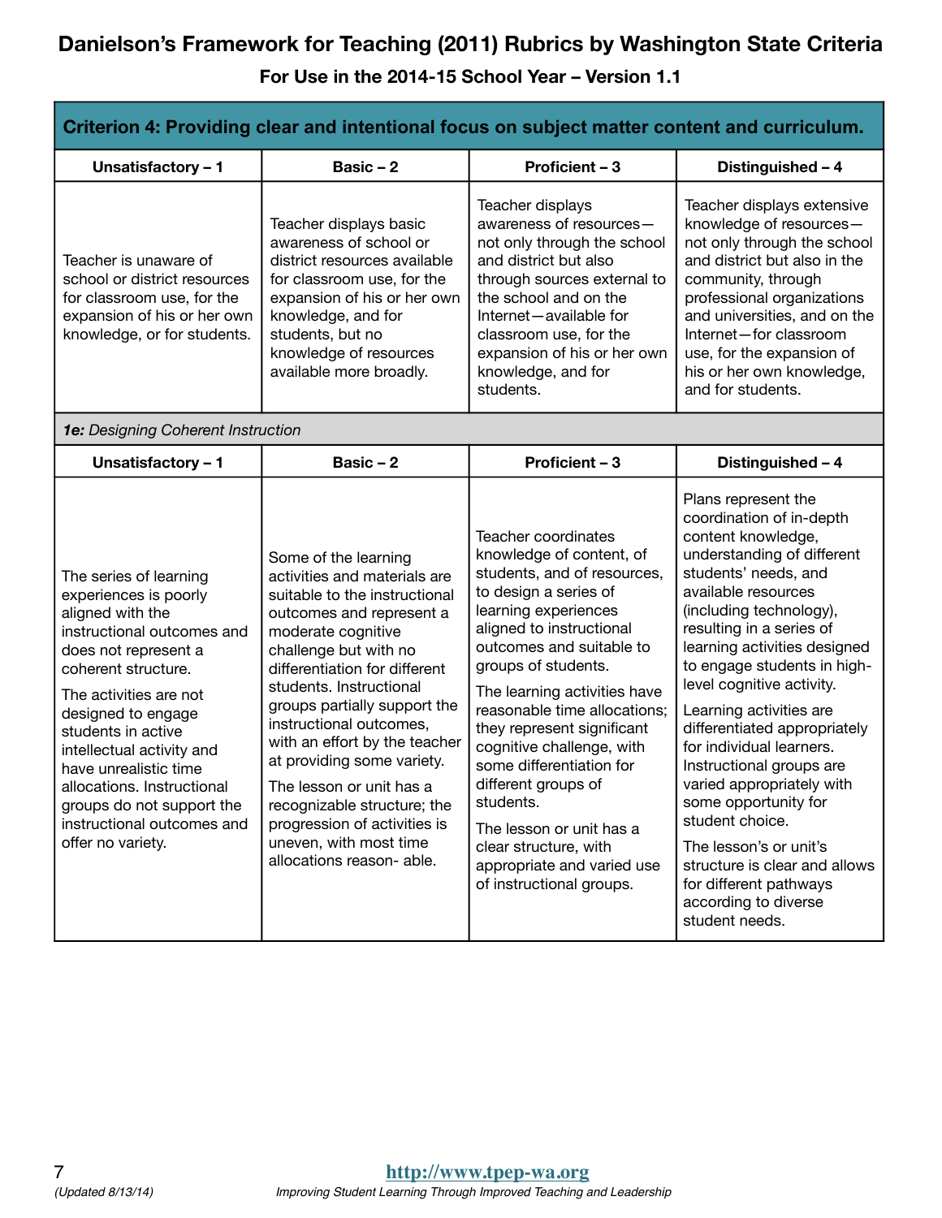# Danielson's Framework for Teaching (2011) Rubrics by Washington State Criteria

**For Use in the 2014-15 School Year – Version 1.1**

## Criterion 4: Providing clear and intentional focus on subject matter content and curriculum.

| Unsatisfactory – 1 | Basic – 2 | Proficient – 3 | Distinguished – 4 |
|---|---|---|---|
| Teacher is unaware of school or district resources for classroom use, for the expansion of his or her own knowledge, or for students. | Teacher displays basic awareness of school or district resources available for classroom use, for the expansion of his or her own knowledge, and for students, but no knowledge of resources available more broadly. | Teacher displays awareness of resources—not only through the school and district but also through sources external to the school and on the Internet—available for classroom use, for the expansion of his or her own knowledge, and for students. | Teacher displays extensive knowledge of resources—not only through the school and district but also in the community, through professional organizations and universities, and on the Internet—for classroom use, for the expansion of his or her own knowledge, and for students. |

*__1e:__ Designing Coherent Instruction*

| Unsatisfactory – 1 | Basic – 2 | Proficient – 3 | Distinguished – 4 |
|---|---|---|---|
| The series of learning experiences is poorly aligned with the instructional outcomes and does not represent a coherent structure.<br><br>The activities are not designed to engage students in active intellectual activity and have unrealistic time allocations. Instructional groups do not support the instructional outcomes and offer no variety. | Some of the learning activities and materials are suitable to the instructional outcomes and represent a moderate cognitive challenge but with no differentiation for different students. Instructional groups partially support the instructional outcomes, with an effort by the teacher at providing some variety.<br><br>The lesson or unit has a recognizable structure; the progression of activities is uneven, with most time allocations reason- able. | Teacher coordinates knowledge of content, of students, and of resources, to design a series of learning experiences aligned to instructional outcomes and suitable to groups of students.<br><br>The learning activities have reasonable time allocations; they represent significant cognitive challenge, with some differentiation for different groups of students.<br><br>The lesson or unit has a clear structure, with appropriate and varied use of instructional groups. | Plans represent the coordination of in-depth content knowledge, understanding of different students' needs, and available resources (including technology), resulting in a series of learning activities designed to engage students in high-level cognitive activity.<br><br>Learning activities are differentiated appropriately for individual learners. Instructional groups are varied appropriately with some opportunity for student choice.<br><br>The lesson's or unit's structure is clear and allows for different pathways according to diverse student needs. |

(Updated 8/13/14)

http://www.tpep-wa.org

*Improving Student Learning Through Improved Teaching and Leadership*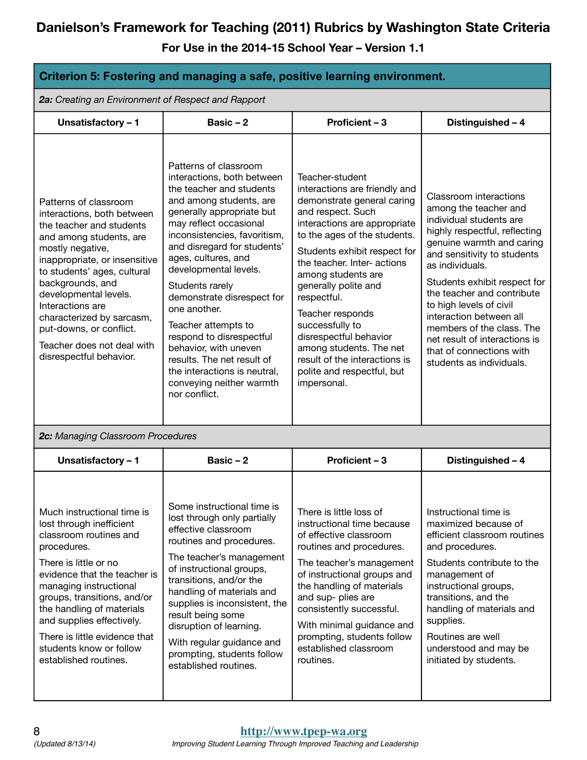# Danielson's Framework for Teaching (2011) Rubrics by Washington State Criteria

**For Use in the 2014-15 School Year – Version 1.1**

## Criterion 5: Fostering and managing a safe, positive learning environment.

***2a:** Creating an Environment of Respect and Rapport*

| Unsatisfactory – 1 | Basic – 2 | Proficient – 3 | Distinguished – 4 |
|---|---|---|---|
| Patterns of classroom interactions, both between the teacher and students and among students, are mostly negative, inappropriate, or insensitive to students' ages, cultural backgrounds, and developmental levels. Interactions are characterized by sarcasm, put-downs, or conflict.<br><br>Teacher does not deal with disrespectful behavior. | Patterns of classroom interactions, both between the teacher and students and among students, are generally appropriate but may reflect occasional inconsistencies, favoritism, and disregard for students' ages, cultures, and developmental levels.<br><br>Students rarely demonstrate disrespect for one another.<br><br>Teacher attempts to respond to disrespectful behavior, with uneven results. The net result of the interactions is neutral, conveying neither warmth nor conflict. | Teacher-student interactions are friendly and demonstrate general caring and respect. Such interactions are appropriate to the ages of the students.<br><br>Students exhibit respect for the teacher. Inter- actions among students are generally polite and respectful.<br><br>Teacher responds successfully to disrespectful behavior among students. The net result of the interactions is polite and respectful, but impersonal. | Classroom interactions among the teacher and individual students are highly respectful, reflecting genuine warmth and caring and sensitivity to students as individuals.<br><br>Students exhibit respect for the teacher and contribute to high levels of civil interaction between all members of the class. The net result of interactions is that of connections with students as individuals. |

***2c:** Managing Classroom Procedures*

| Unsatisfactory – 1 | Basic – 2 | Proficient – 3 | Distinguished – 4 |
|---|---|---|---|
| Much instructional time is lost through inefficient classroom routines and procedures.<br><br>There is little or no evidence that the teacher is managing instructional groups, transitions, and/or the handling of materials and supplies effectively.<br><br>There is little evidence that students know or follow established routines. | Some instructional time is lost through only partially effective classroom routines and procedures.<br><br>The teacher's management of instructional groups, transitions, and/or the handling of materials and supplies is inconsistent, the result being some disruption of learning.<br><br>With regular guidance and prompting, students follow established routines. | There is little loss of instructional time because of effective classroom routines and procedures.<br><br>The teacher's management of instructional groups and the handling of materials and sup- plies are consistently successful.<br><br>With minimal guidance and prompting, students follow established classroom routines. | Instructional time is maximized because of efficient classroom routines and procedures.<br><br>Students contribute to the management of instructional groups, transitions, and the handling of materials and supplies.<br><br>Routines are well understood and may be initiated by students. |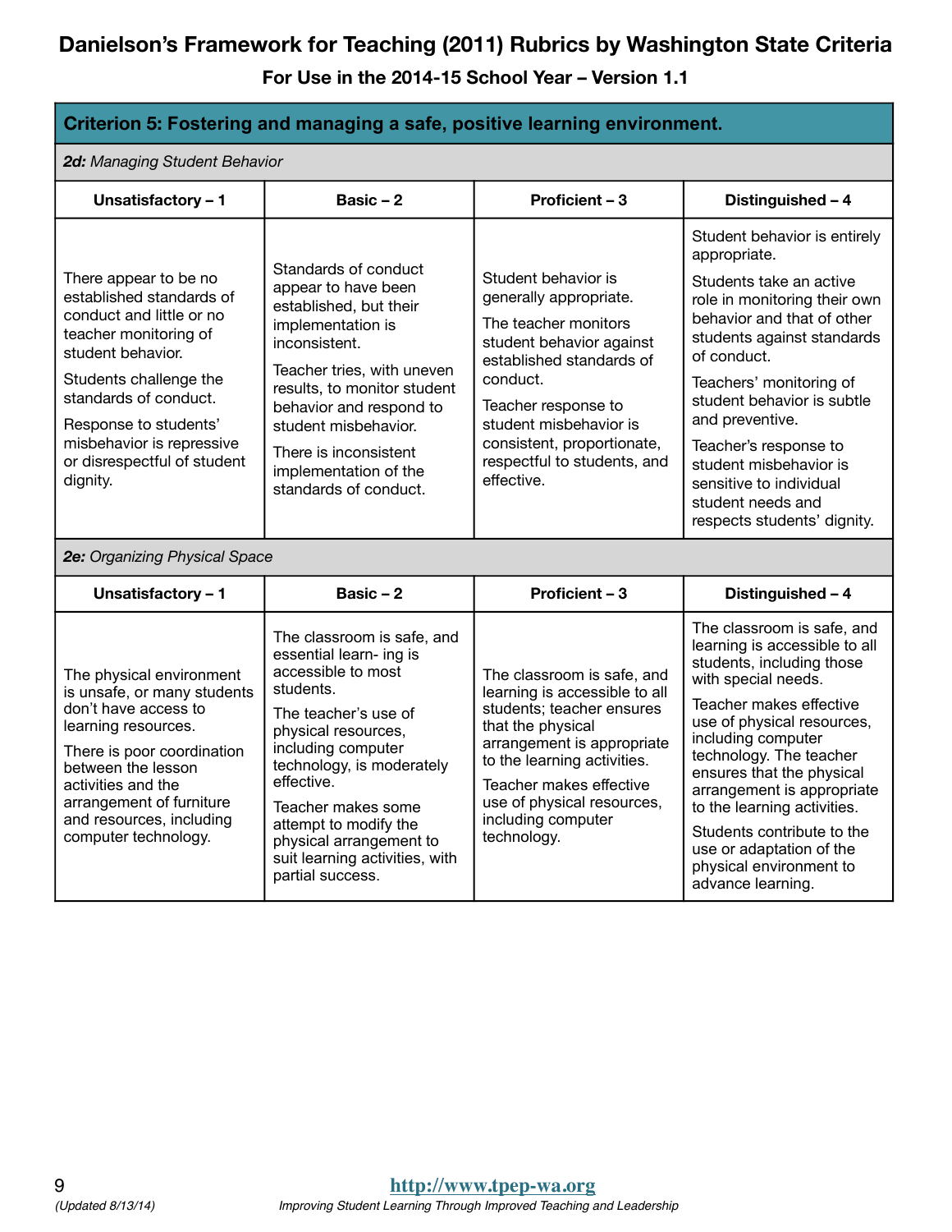# Danielson's Framework for Teaching (2011) Rubrics by Washington State Criteria

**For Use in the 2014-15 School Year – Version 1.1**

## Criterion 5: Fostering and managing a safe, positive learning environment.

### *2d: Managing Student Behavior*

| Unsatisfactory – 1 | Basic – 2 | Proficient – 3 | Distinguished – 4 |
|---|---|---|---|
| There appear to be no established standards of conduct and little or no teacher monitoring of student behavior.<br><br>Students challenge the standards of conduct.<br><br>Response to students' misbehavior is repressive or disrespectful of student dignity. | Standards of conduct appear to have been established, but their implementation is inconsistent.<br><br>Teacher tries, with uneven results, to monitor student behavior and respond to student misbehavior.<br><br>There is inconsistent implementation of the standards of conduct. | Student behavior is generally appropriate.<br><br>The teacher monitors student behavior against established standards of conduct.<br><br>Teacher response to student misbehavior is consistent, proportionate, respectful to students, and effective. | Student behavior is entirely appropriate.<br><br>Students take an active role in monitoring their own behavior and that of other students against standards of conduct.<br><br>Teachers' monitoring of student behavior is subtle and preventive.<br><br>Teacher's response to student misbehavior is sensitive to individual student needs and respects students' dignity. |

### *2e: Organizing Physical Space*

| Unsatisfactory – 1 | Basic – 2 | Proficient – 3 | Distinguished – 4 |
|---|---|---|---|
| The physical environment is unsafe, or many students don't have access to learning resources.<br><br>There is poor coordination between the lesson activities and the arrangement of furniture and resources, including computer technology. | The classroom is safe, and essential learn- ing is accessible to most students.<br><br>The teacher's use of physical resources, including computer technology, is moderately effective.<br><br>Teacher makes some attempt to modify the physical arrangement to suit learning activities, with partial success. | The classroom is safe, and learning is accessible to all students; teacher ensures that the physical arrangement is appropriate to the learning activities.<br><br>Teacher makes effective use of physical resources, including computer technology. | The classroom is safe, and learning is accessible to all students, including those with special needs.<br><br>Teacher makes effective use of physical resources, including computer technology. The teacher ensures that the physical arrangement is appropriate to the learning activities.<br><br>Students contribute to the use or adaptation of the physical environment to advance learning. |

(Updated 8/13/14)

http://www.tpep-wa.org

*Improving Student Learning Through Improved Teaching and Leadership*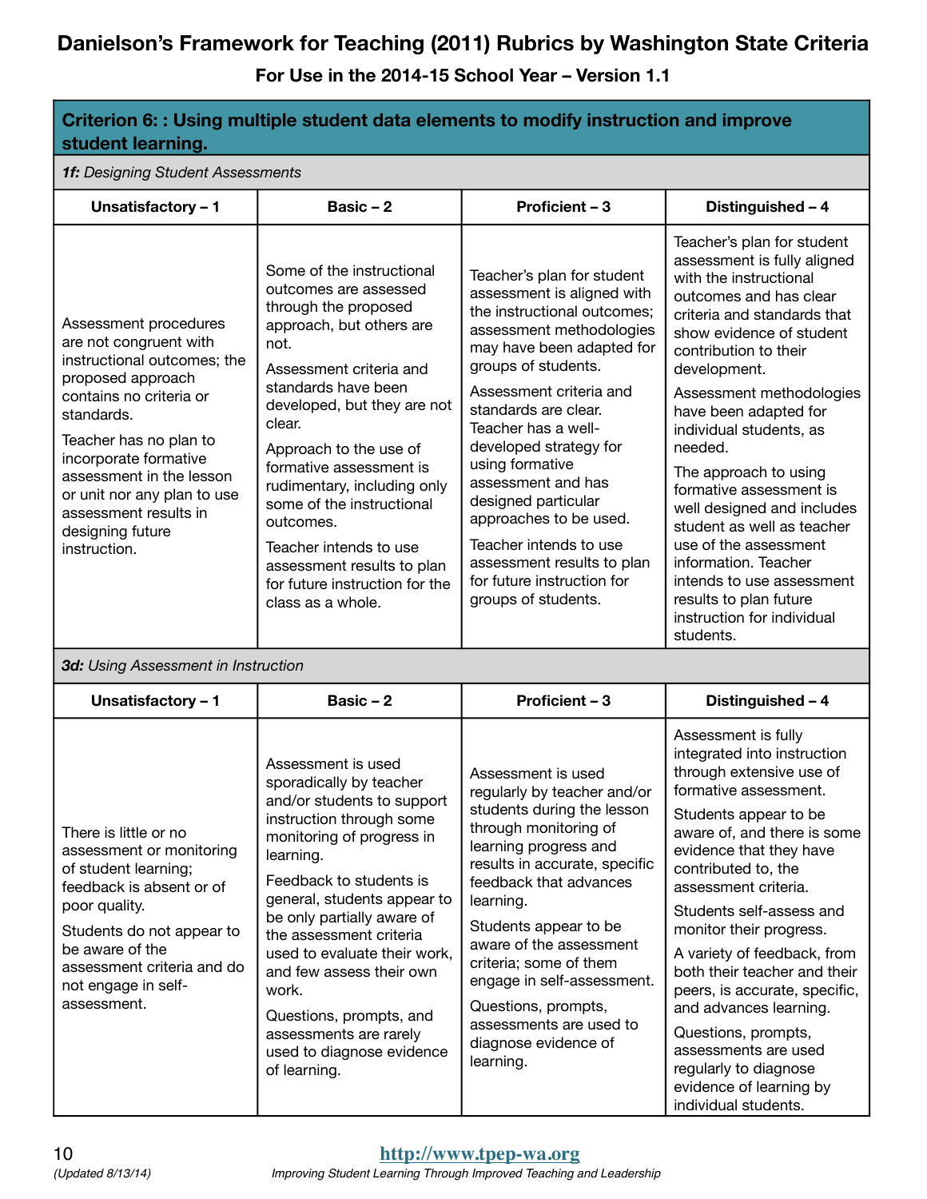# Danielson's Framework for Teaching (2011) Rubrics by Washington State Criteria

**For Use in the 2014-15 School Year – Version 1.1**

## Criterion 6: : Using multiple student data elements to modify instruction and improve student learning.

***1f:** Designing Student Assessments*

| Unsatisfactory – 1 | Basic – 2 | Proficient – 3 | Distinguished – 4 |
|---|---|---|---|
| Assessment procedures are not congruent with instructional outcomes; the proposed approach contains no criteria or standards.<br><br>Teacher has no plan to incorporate formative assessment in the lesson or unit nor any plan to use assessment results in designing future instruction. | Some of the instructional outcomes are assessed through the proposed approach, but others are not.<br><br>Assessment criteria and standards have been developed, but they are not clear.<br><br>Approach to the use of formative assessment is rudimentary, including only some of the instructional outcomes.<br><br>Teacher intends to use assessment results to plan for future instruction for the class as a whole. | Teacher's plan for student assessment is aligned with the instructional outcomes; assessment methodologies may have been adapted for groups of students.<br><br>Assessment criteria and standards are clear. Teacher has a well-developed strategy for using formative assessment and has designed particular approaches to be used.<br><br>Teacher intends to use assessment results to plan for future instruction for groups of students. | Teacher's plan for student assessment is fully aligned with the instructional outcomes and has clear criteria and standards that show evidence of student contribution to their development.<br><br>Assessment methodologies have been adapted for individual students, as needed.<br><br>The approach to using formative assessment is well designed and includes student as well as teacher use of the assessment information. Teacher intends to use assessment results to plan future instruction for individual students. |

***3d:** Using Assessment in Instruction*

| Unsatisfactory – 1 | Basic – 2 | Proficient – 3 | Distinguished – 4 |
|---|---|---|---|
| There is little or no assessment or monitoring of student learning; feedback is absent or of poor quality.<br><br>Students do not appear to be aware of the assessment criteria and do not engage in self-assessment. | Assessment is used sporadically by teacher and/or students to support instruction through some monitoring of progress in learning.<br><br>Feedback to students is general, students appear to be only partially aware of the assessment criteria used to evaluate their work, and few assess their own work.<br><br>Questions, prompts, and assessments are rarely used to diagnose evidence of learning. | Assessment is used regularly by teacher and/or students during the lesson through monitoring of learning progress and results in accurate, specific feedback that advances learning.<br><br>Students appear to be aware of the assessment criteria; some of them engage in self-assessment.<br><br>Questions, prompts, assessments are used to diagnose evidence of learning. | Assessment is fully integrated into instruction through extensive use of formative assessment.<br><br>Students appear to be aware of, and there is some evidence that they have contributed to, the assessment criteria.<br><br>Students self-assess and monitor their progress.<br><br>A variety of feedback, from both their teacher and their peers, is accurate, specific, and advances learning.<br><br>Questions, prompts, assessments are used regularly to diagnose evidence of learning by individual students. |

(Updated 8/13/14)

http://www.tpep-wa.org

*Improving Student Learning Through Improved Teaching and Leadership*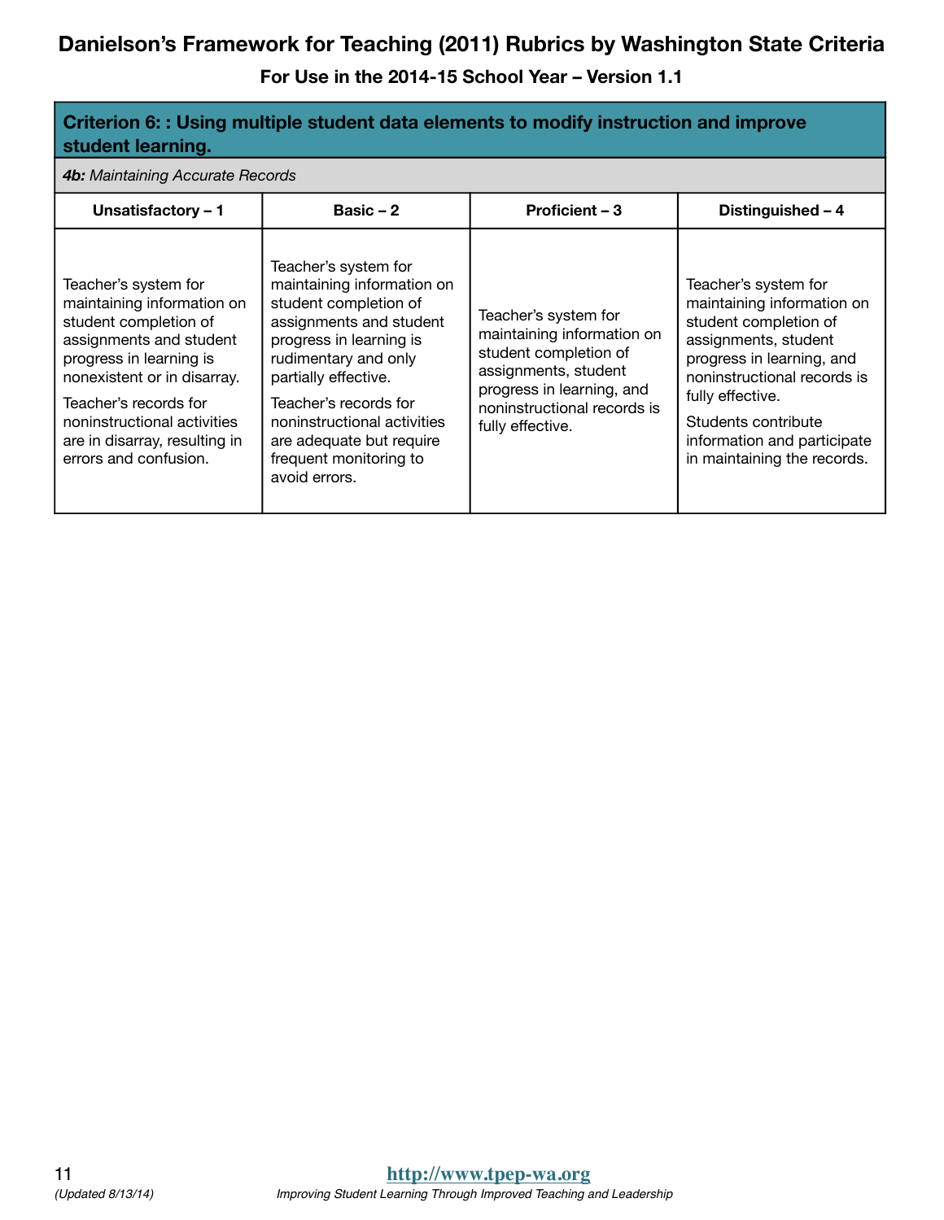# Danielson's Framework for Teaching (2011) Rubrics by Washington State Criteria

## For Use in the 2014-15 School Year – Version 1.1

| **Criterion 6: : Using multiple student data elements to modify instruction and improve student learning.** | | | |
|---|---|---|---|
| ***4b:*** *Maintaining Accurate Records* | | | |
| **Unsatisfactory – 1** | **Basic – 2** | **Proficient – 3** | **Distinguished – 4** |
| Teacher's system for maintaining information on student completion of assignments and student progress in learning is nonexistent or in disarray.<br><br>Teacher's records for noninstructional activities are in disarray, resulting in errors and confusion. | Teacher's system for maintaining information on student completion of assignments and student progress in learning is rudimentary and only partially effective.<br><br>Teacher's records for noninstructional activities are adequate but require frequent monitoring to avoid errors. | Teacher's system for maintaining information on student completion of assignments, student progress in learning, and noninstructional records is fully effective. | Teacher's system for maintaining information on student completion of assignments, student progress in learning, and noninstructional records is fully effective.<br><br>Students contribute information and participate in maintaining the records. |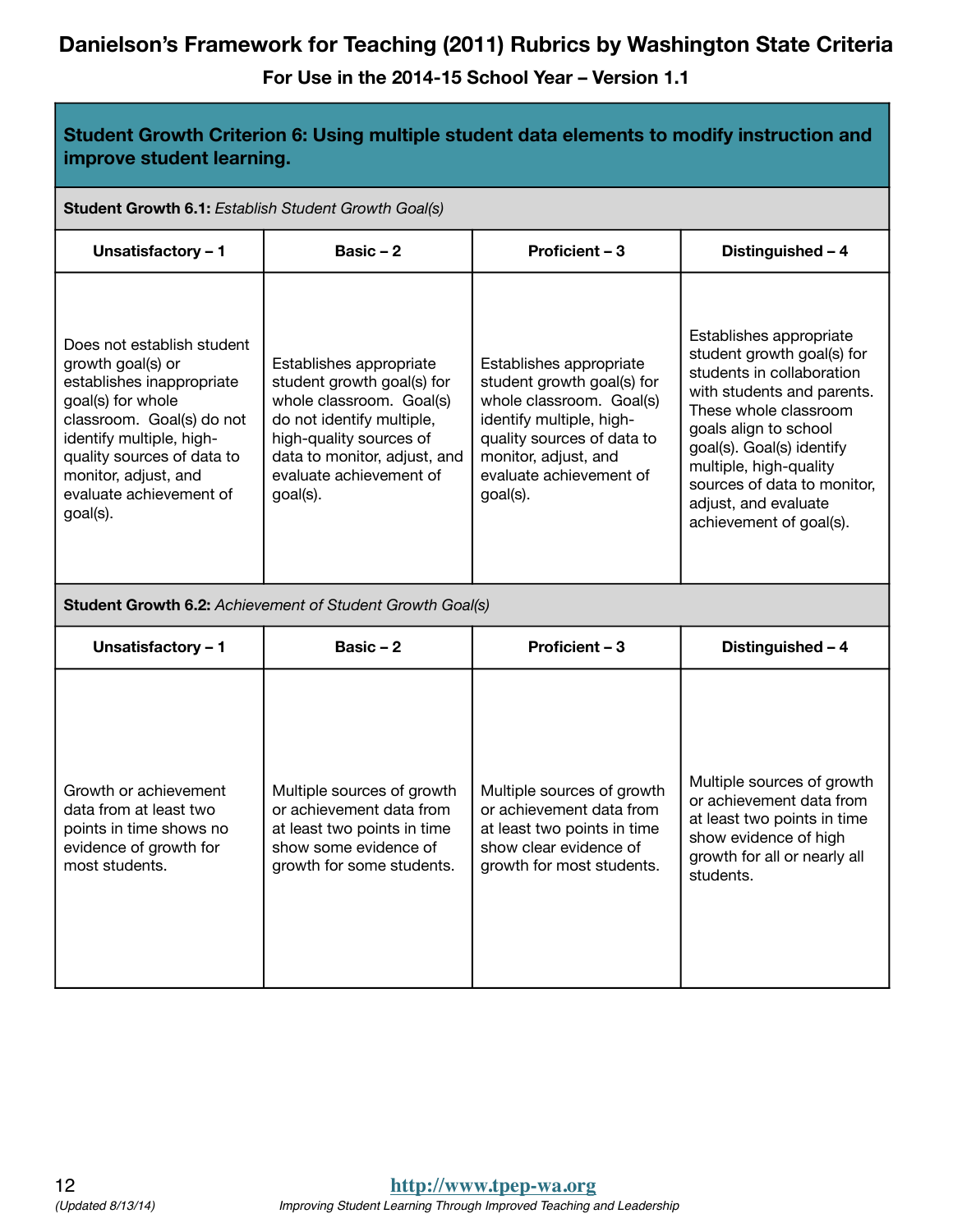# Danielson's Framework for Teaching (2011) Rubrics by Washington State Criteria

**For Use in the 2014-15 School Year – Version 1.1**

## Student Growth Criterion 6: Using multiple student data elements to modify instruction and improve student learning.

**Student Growth 6.1:** *Establish Student Growth Goal(s)*

| Unsatisfactory – 1 | Basic – 2 | Proficient – 3 | Distinguished – 4 |
|---|---|---|---|
| Does not establish student growth goal(s) or establishes inappropriate goal(s) for whole classroom. Goal(s) do not identify multiple, high-quality sources of data to monitor, adjust, and evaluate achievement of goal(s). | Establishes appropriate student growth goal(s) for whole classroom. Goal(s) do not identify multiple, high-quality sources of data to monitor, adjust, and evaluate achievement of goal(s). | Establishes appropriate student growth goal(s) for whole classroom. Goal(s) identify multiple, high-quality sources of data to monitor, adjust, and evaluate achievement of goal(s). | Establishes appropriate student growth goal(s) for students in collaboration with students and parents. These whole classroom goals align to school goal(s). Goal(s) identify multiple, high-quality sources of data to monitor, adjust, and evaluate achievement of goal(s). |

**Student Growth 6.2:** *Achievement of Student Growth Goal(s)*

| Unsatisfactory – 1 | Basic – 2 | Proficient – 3 | Distinguished – 4 |
|---|---|---|---|
| Growth or achievement data from at least two points in time shows no evidence of growth for most students. | Multiple sources of growth or achievement data from at least two points in time show some evidence of growth for some students. | Multiple sources of growth or achievement data from at least two points in time show clear evidence of growth for most students. | Multiple sources of growth or achievement data from at least two points in time show evidence of high growth for all or nearly all students. |

(Updated 8/13/14)

http://www.tpep-wa.org

*Improving Student Learning Through Improved Teaching and Leadership*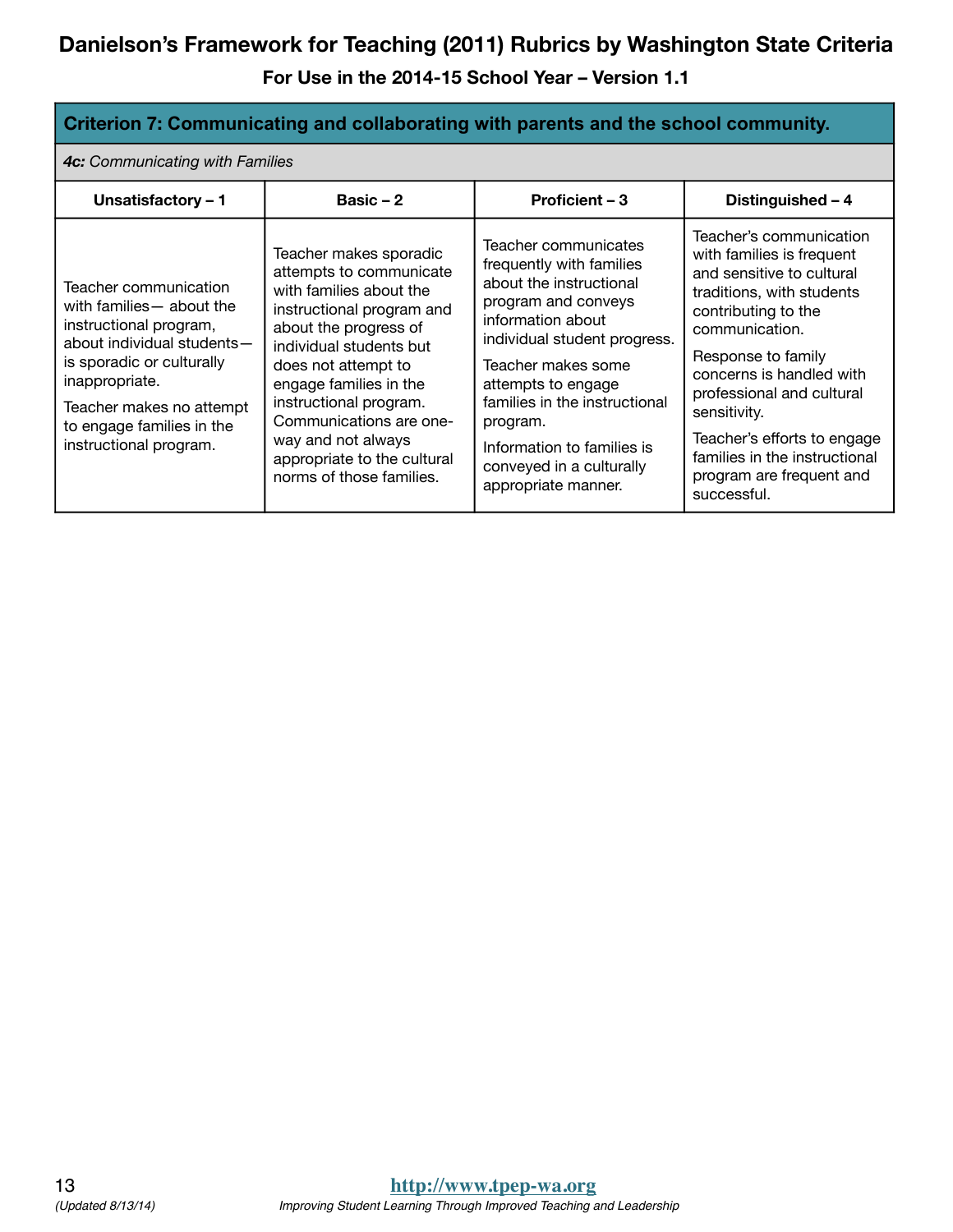# Danielson's Framework for Teaching (2011) Rubrics by Washington State Criteria

**For Use in the 2014-15 School Year – Version 1.1**

| **Criterion 7: Communicating and collaborating with parents and the school community.** | | | |
|---|---|---|---|
| ***4c:*** *Communicating with Families* | | | |
| **Unsatisfactory – 1** | **Basic – 2** | **Proficient – 3** | **Distinguished – 4** |
| Teacher communication with families— about the instructional program, about individual students—is sporadic or culturally inappropriate.<br><br>Teacher makes no attempt to engage families in the instructional program. | Teacher makes sporadic attempts to communicate with families about the instructional program and about the progress of individual students but does not attempt to engage families in the instructional program. Communications are one-way and not always appropriate to the cultural norms of those families. | Teacher communicates frequently with families about the instructional program and conveys information about individual student progress.<br><br>Teacher makes some attempts to engage families in the instructional program.<br><br>Information to families is conveyed in a culturally appropriate manner. | Teacher's communication with families is frequent and sensitive to cultural traditions, with students contributing to the communication.<br><br>Response to family concerns is handled with professional and cultural sensitivity.<br><br>Teacher's efforts to engage families in the instructional program are frequent and successful. |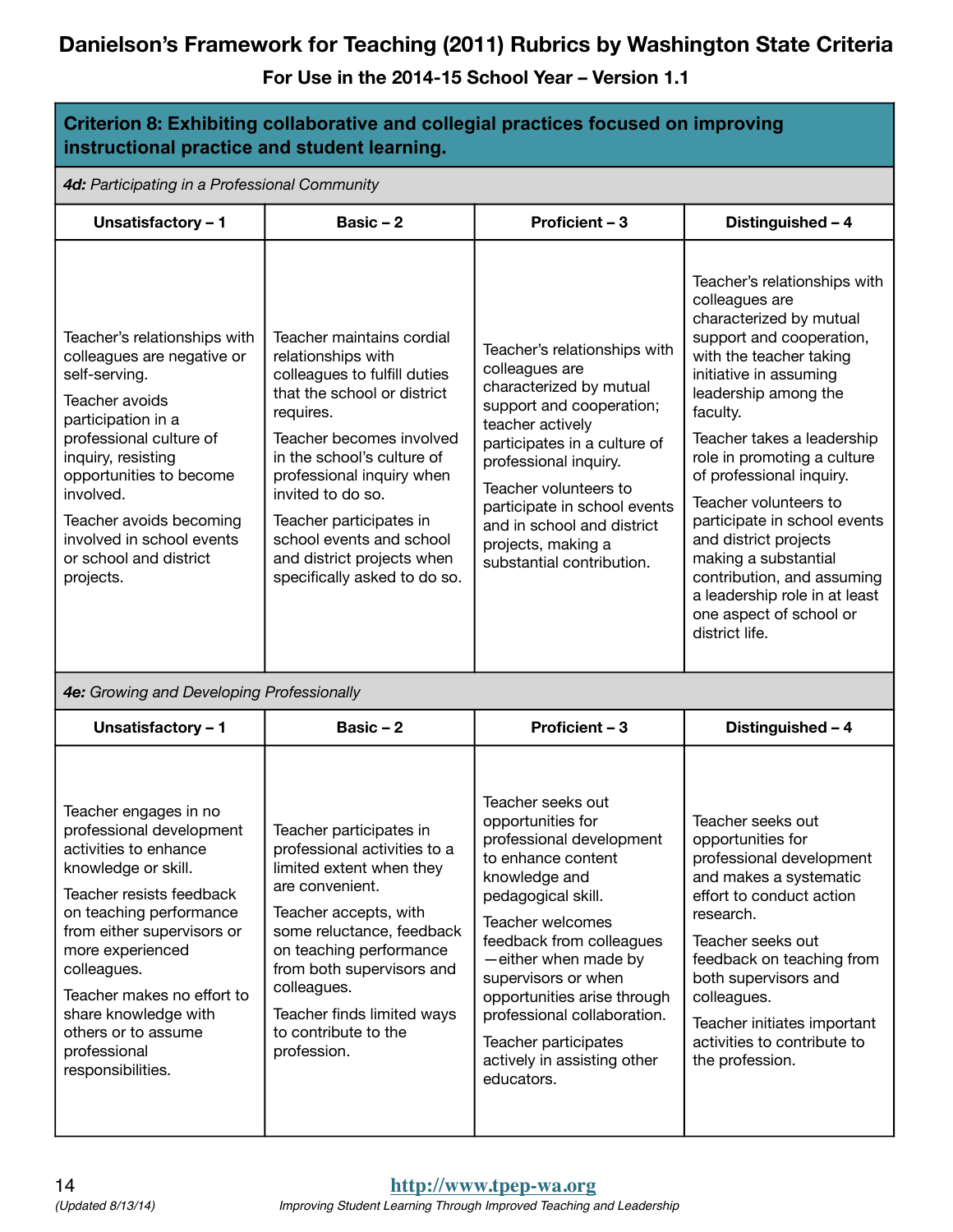# Danielson's Framework for Teaching (2011) Rubrics by Washington State Criteria

**For Use in the 2014-15 School Year – Version 1.1**

## Criterion 8: Exhibiting collaborative and collegial practices focused on improving instructional practice and student learning.

*4d: Participating in a Professional Community*

| Unsatisfactory – 1 | Basic – 2 | Proficient – 3 | Distinguished – 4 |
|---|---|---|---|
| Teacher's relationships with colleagues are negative or self-serving.<br><br>Teacher avoids participation in a professional culture of inquiry, resisting opportunities to become involved.<br><br>Teacher avoids becoming involved in school events or school and district projects. | Teacher maintains cordial relationships with colleagues to fulfill duties that the school or district requires.<br><br>Teacher becomes involved in the school's culture of professional inquiry when invited to do so.<br><br>Teacher participates in school events and school and district projects when specifically asked to do so. | Teacher's relationships with colleagues are characterized by mutual support and cooperation; teacher actively participates in a culture of professional inquiry.<br><br>Teacher volunteers to participate in school events and in school and district projects, making a substantial contribution. | Teacher's relationships with colleagues are characterized by mutual support and cooperation, with the teacher taking initiative in assuming leadership among the faculty.<br><br>Teacher takes a leadership role in promoting a culture of professional inquiry.<br><br>Teacher volunteers to participate in school events and district projects making a substantial contribution, and assuming a leadership role in at least one aspect of school or district life. |

*4e: Growing and Developing Professionally*

| Unsatisfactory – 1 | Basic – 2 | Proficient – 3 | Distinguished – 4 |
|---|---|---|---|
| Teacher engages in no professional development activities to enhance knowledge or skill.<br><br>Teacher resists feedback on teaching performance from either supervisors or more experienced colleagues.<br><br>Teacher makes no effort to share knowledge with others or to assume professional responsibilities. | Teacher participates in professional activities to a limited extent when they are convenient.<br><br>Teacher accepts, with some reluctance, feedback on teaching performance from both supervisors and colleagues.<br><br>Teacher finds limited ways to contribute to the profession. | Teacher seeks out opportunities for professional development to enhance content knowledge and pedagogical skill.<br><br>Teacher welcomes feedback from colleagues—either when made by supervisors or when opportunities arise through professional collaboration.<br><br>Teacher participates actively in assisting other educators. | Teacher seeks out opportunities for professional development and makes a systematic effort to conduct action research.<br><br>Teacher seeks out feedback on teaching from both supervisors and colleagues.<br><br>Teacher initiates important activities to contribute to the profession. |

(Updated 8/13/14)

http://www.tpep-wa.org

*Improving Student Learning Through Improved Teaching and Leadership*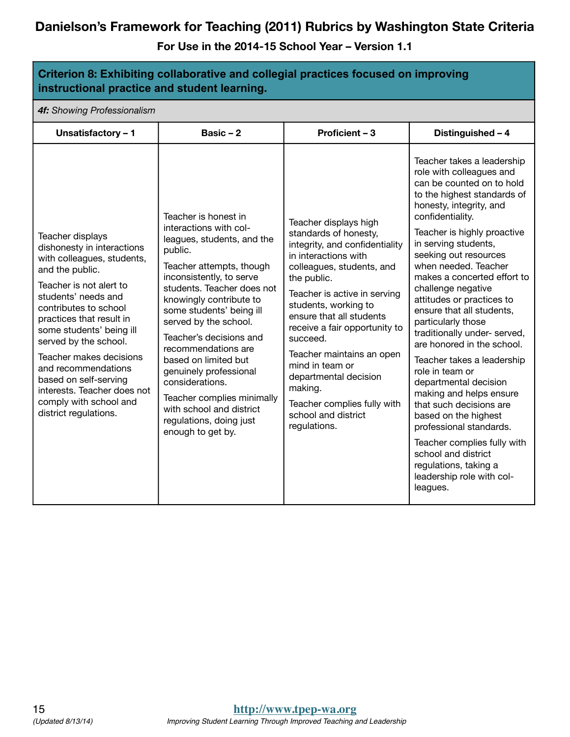# Danielson's Framework for Teaching (2011) Rubrics by Washington State Criteria

**For Use in the 2014-15 School Year – Version 1.1**

| **Criterion 8: Exhibiting collaborative and collegial practices focused on improving instructional practice and student learning.** | | | |
|---|---|---|---|
| ***4f:** Showing Professionalism* | | | |
| **Unsatisfactory – 1** | **Basic – 2** | **Proficient – 3** | **Distinguished – 4** |
| Teacher displays dishonesty in interactions with colleagues, students, and the public.<br><br>Teacher is not alert to students' needs and contributes to school practices that result in some students' being ill served by the school.<br><br>Teacher makes decisions and recommendations based on self-serving interests. Teacher does not comply with school and district regulations. | Teacher is honest in interactions with colleagues, students, and the public.<br><br>Teacher attempts, though inconsistently, to serve students. Teacher does not knowingly contribute to some students' being ill served by the school.<br><br>Teacher's decisions and recommendations are based on limited but genuinely professional considerations.<br><br>Teacher complies minimally with school and district regulations, doing just enough to get by. | Teacher displays high standards of honesty, integrity, and confidentiality in interactions with colleagues, students, and the public.<br><br>Teacher is active in serving students, working to ensure that all students receive a fair opportunity to succeed.<br><br>Teacher maintains an open mind in team or departmental decision making.<br><br>Teacher complies fully with school and district regulations. | Teacher takes a leadership role with colleagues and can be counted on to hold to the highest standards of honesty, integrity, and confidentiality.<br><br>Teacher is highly proactive in serving students, seeking out resources when needed. Teacher makes a concerted effort to challenge negative attitudes or practices to ensure that all students, particularly those traditionally under- served, are honored in the school.<br><br>Teacher takes a leadership role in team or departmental decision making and helps ensure that such decisions are based on the highest professional standards.<br><br>Teacher complies fully with school and district regulations, taking a leadership role with colleagues. |

(Updated 8/13/14)

http://www.tpep-wa.org

*Improving Student Learning Through Improved Teaching and Leadership*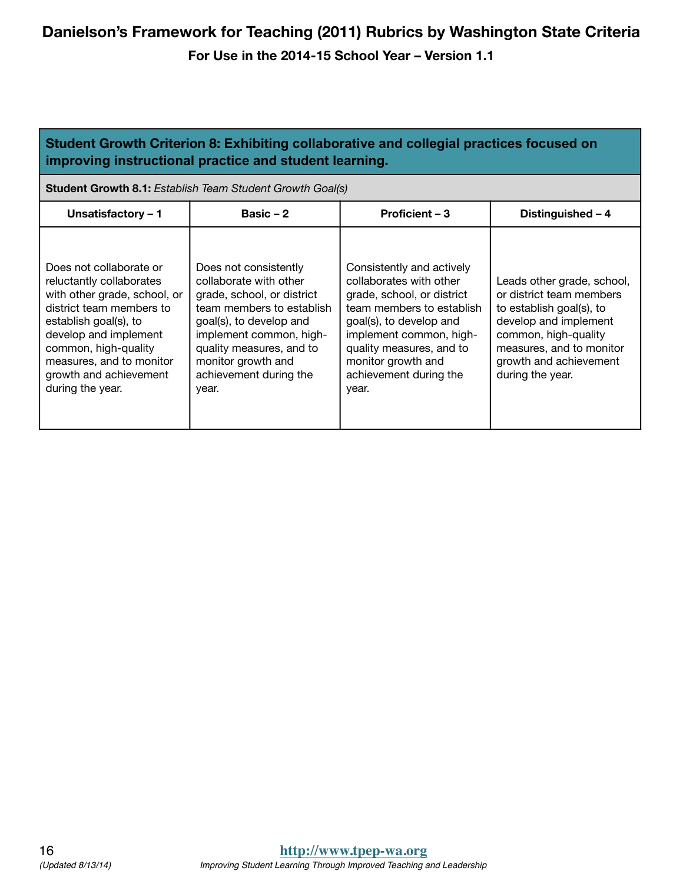# Danielson's Framework for Teaching (2011) Rubrics by Washington State Criteria

**For Use in the 2014-15 School Year – Version 1.1**

| **Student Growth Criterion 8: Exhibiting collaborative and collegial practices focused on improving instructional practice and student learning.** | | | |
|---|---|---|---|
| **Student Growth 8.1:** *Establish Team Student Growth Goal(s)* | | | |
| **Unsatisfactory – 1** | **Basic – 2** | **Proficient – 3** | **Distinguished – 4** |
| Does not collaborate or reluctantly collaborates with other grade, school, or district team members to establish goal(s), to develop and implement common, high-quality measures, and to monitor growth and achievement during the year. | Does not consistently collaborate with other grade, school, or district team members to establish goal(s), to develop and implement common, high-quality measures, and to monitor growth and achievement during the year. | Consistently and actively collaborates with other grade, school, or district team members to establish goal(s), to develop and implement common, high-quality measures, and to monitor growth and achievement during the year. | Leads other grade, school, or district team members to establish goal(s), to develop and implement common, high-quality measures, and to monitor growth and achievement during the year. |